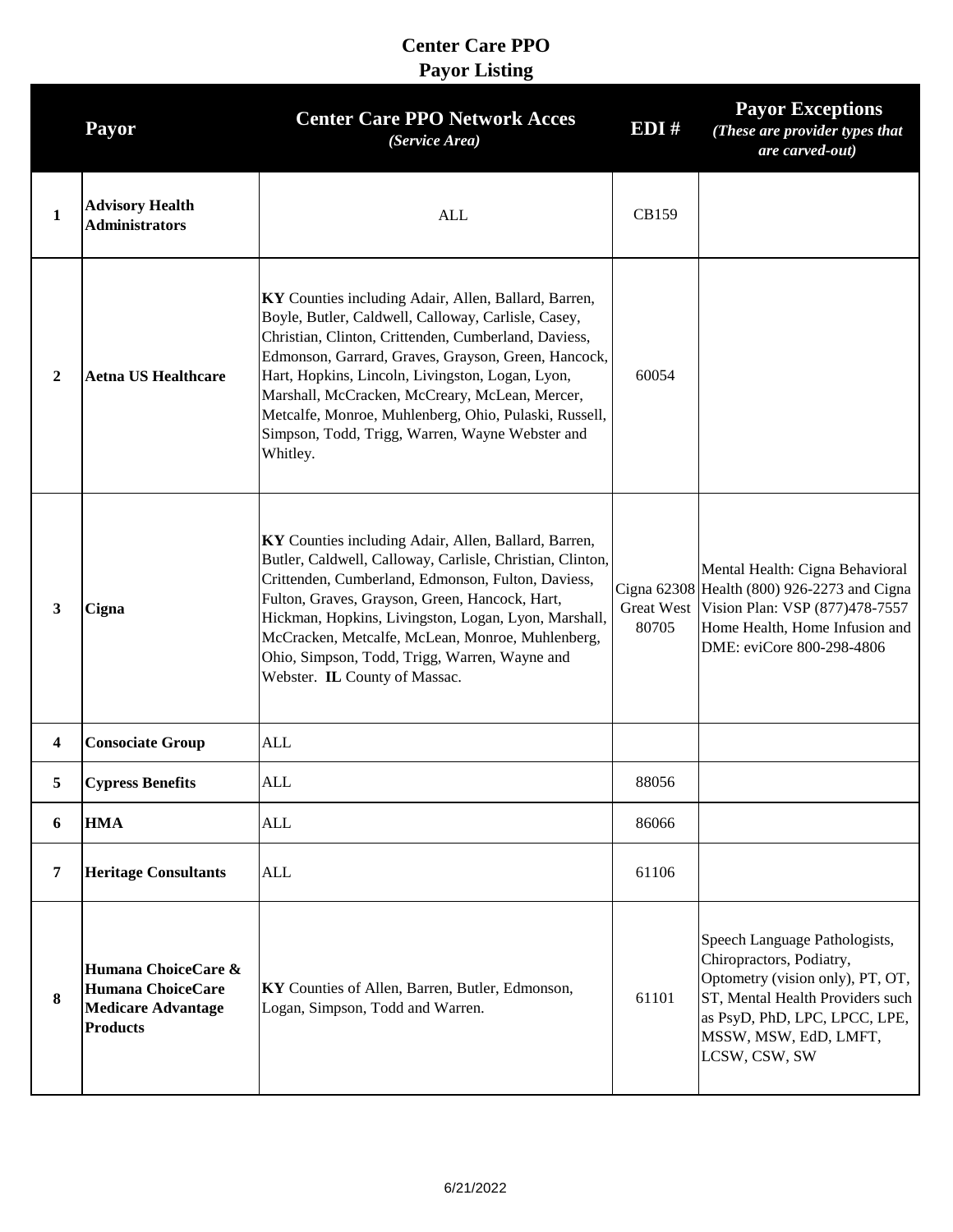# Center Care PPO
## Payor Listing

| | Payor | Center Care PPO Network Acces *(Service Area)* | EDI # | Payor Exceptions *(These are provider types that are carved-out)* |
|---|---|---|---|---|
| 1 | **Advisory Health Administrators** | ALL | CB159 | |
| 2 | **Aetna US Healthcare** | **KY** Counties including Adair, Allen, Ballard, Barren, Boyle, Butler, Caldwell, Calloway, Carlisle, Casey, Christian, Clinton, Crittenden, Cumberland, Daviess, Edmonson, Garrard, Graves, Grayson, Green, Hancock, Hart, Hopkins, Lincoln, Livingston, Logan, Lyon, Marshall, McCracken, McCreary, McLean, Mercer, Metcalfe, Monroe, Muhlenberg, Ohio, Pulaski, Russell, Simpson, Todd, Trigg, Warren, Wayne Webster and Whitley. | 60054 | |
| 3 | **Cigna** | **KY** Counties including Adair, Allen, Ballard, Barren, Butler, Caldwell, Calloway, Carlisle, Christian, Clinton, Crittenden, Cumberland, Edmonson, Fulton, Daviess, Fulton, Graves, Grayson, Green, Hancock, Hart, Hickman, Hopkins, Livingston, Logan, Lyon, Marshall, McCracken, Metcalfe, McLean, Monroe, Muhlenberg, Ohio, Simpson, Todd, Trigg, Warren, Wayne and Webster. **IL** County of Massac. | Cigna 62308 Great West 80705 | Mental Health: Cigna Behavioral Health (800) 926-2273 and Cigna Vision Plan: VSP (877)478-7557 Home Health, Home Infusion and DME: eviCore 800-298-4806 |
| 4 | **Consociate Group** | ALL | | |
| 5 | **Cypress Benefits** | ALL | 88056 | |
| 6 | **HMA** | ALL | 86066 | |
| 7 | **Heritage Consultants** | ALL | 61106 | |
| 8 | **Humana ChoiceCare & Humana ChoiceCare Medicare Advantage Products** | **KY** Counties of Allen, Barren, Butler, Edmonson, Logan, Simpson, Todd and Warren. | 61101 | Speech Language Pathologists, Chiropractors, Podiatry, Optometry (vision only), PT, OT, ST, Mental Health Providers such as PsyD, PhD, LPC, LPCC, LPE, MSSW, MSW, EdD, LMFT, LCSW, CSW, SW |

6/21/2022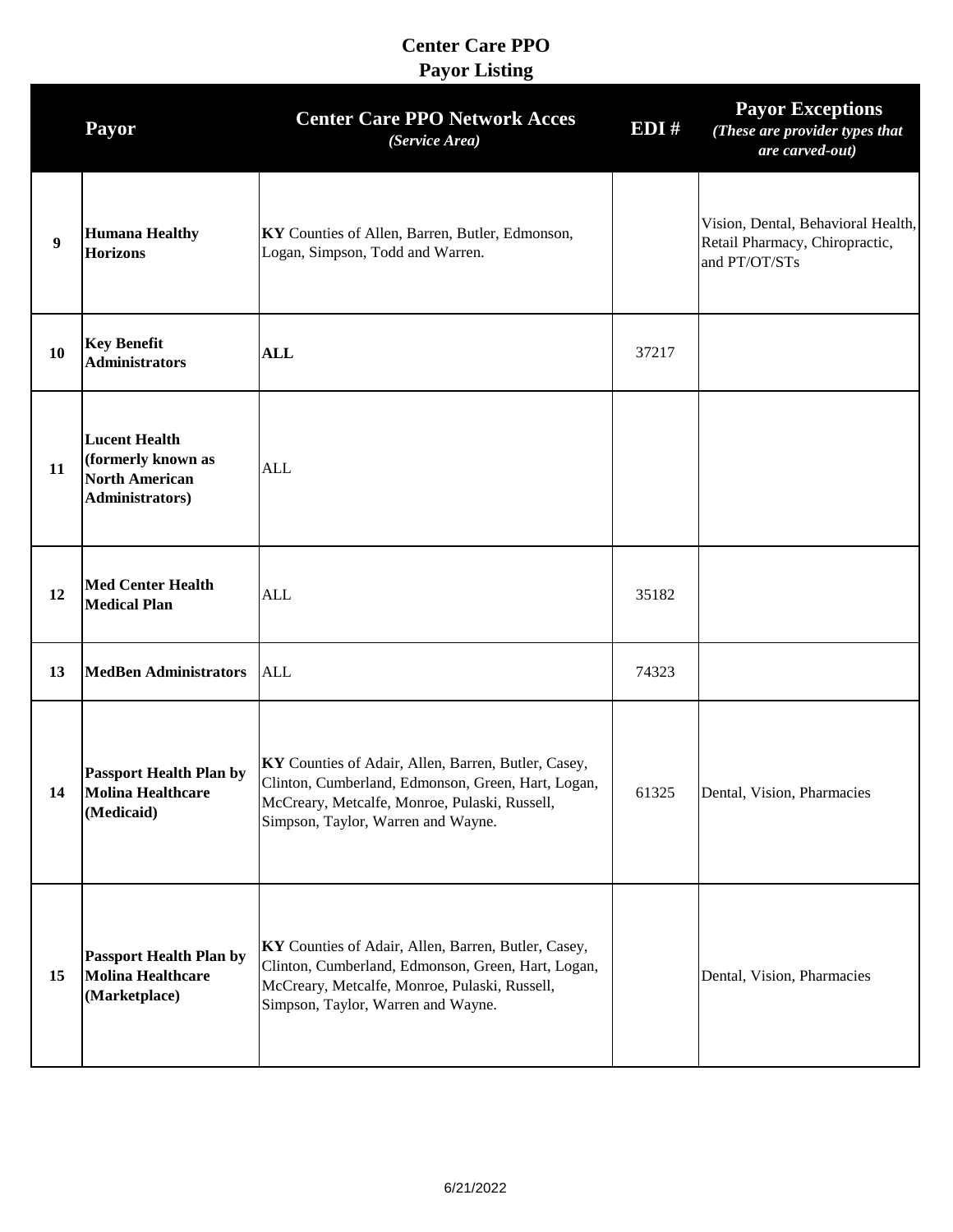# Center Care PPO
## Payor Listing

| | Payor | Center Care PPO Network Acces *(Service Area)* | EDI # | Payor Exceptions *(These are provider types that are carved-out)* |
|---|---|---|---|---|
| 9 | **Humana Healthy Horizons** | **KY** Counties of Allen, Barren, Butler, Edmonson, Logan, Simpson, Todd and Warren. | | Vision, Dental, Behavioral Health, Retail Pharmacy, Chiropractic, and PT/OT/STs |
| 10 | **Key Benefit Administrators** | **ALL** | 37217 | |
| 11 | **Lucent Health (formerly known as North American Administrators)** | ALL | | |
| 12 | **Med Center Health Medical Plan** | ALL | 35182 | |
| 13 | **MedBen Administrators** | ALL | 74323 | |
| 14 | **Passport Health Plan by Molina Healthcare (Medicaid)** | **KY** Counties of Adair, Allen, Barren, Butler, Casey, Clinton, Cumberland, Edmonson, Green, Hart, Logan, McCreary, Metcalfe, Monroe, Pulaski, Russell, Simpson, Taylor, Warren and Wayne. | 61325 | Dental, Vision, Pharmacies |
| 15 | **Passport Health Plan by Molina Healthcare (Marketplace)** | **KY** Counties of Adair, Allen, Barren, Butler, Casey, Clinton, Cumberland, Edmonson, Green, Hart, Logan, McCreary, Metcalfe, Monroe, Pulaski, Russell, Simpson, Taylor, Warren and Wayne. | | Dental, Vision, Pharmacies |

6/21/2022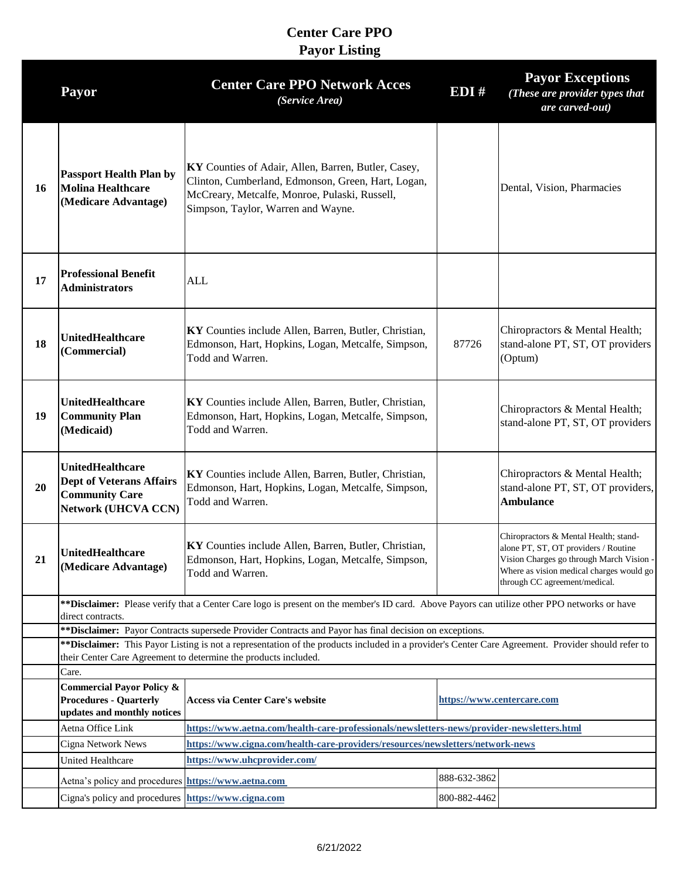# Center Care PPO
## Payor Listing

| | Payor | Center Care PPO Network Acces *(Service Area)* | EDI # | Payor Exceptions *(These are provider types that are carved-out)* |
|---|---|---|---|---|
| 16 | **Passport Health Plan by Molina Healthcare (Medicare Advantage)** | **KY** Counties of Adair, Allen, Barren, Butler, Casey, Clinton, Cumberland, Edmonson, Green, Hart, Logan, McCreary, Metcalfe, Monroe, Pulaski, Russell, Simpson, Taylor, Warren and Wayne. | | Dental, Vision, Pharmacies |
| 17 | **Professional Benefit Administrators** | ALL | | |
| 18 | **UnitedHealthcare (Commercial)** | **KY** Counties include Allen, Barren, Butler, Christian, Edmonson, Hart, Hopkins, Logan, Metcalfe, Simpson, Todd and Warren. | 87726 | Chiropractors & Mental Health; stand-alone PT, ST, OT providers (Optum) |
| 19 | **UnitedHealthcare Community Plan (Medicaid)** | **KY** Counties include Allen, Barren, Butler, Christian, Edmonson, Hart, Hopkins, Logan, Metcalfe, Simpson, Todd and Warren. | | Chiropractors & Mental Health; stand-alone PT, ST, OT providers |
| 20 | **UnitedHealthcare Dept of Veterans Affairs Community Care Network (UHCVA CCN)** | **KY** Counties include Allen, Barren, Butler, Christian, Edmonson, Hart, Hopkins, Logan, Metcalfe, Simpson, Todd and Warren. | | Chiropractors & Mental Health; stand-alone PT, ST, OT providers, **Ambulance** |
| 21 | **UnitedHealthcare (Medicare Advantage)** | **KY** Counties include Allen, Barren, Butler, Christian, Edmonson, Hart, Hopkins, Logan, Metcalfe, Simpson, Todd and Warren. | | Chiropractors & Mental Health; stand-alone PT, ST, OT providers / Routine Vision Charges go through March Vision - Where as vision medical charges would go through CC agreement/medical. |

****Disclaimer:** Please verify that a Center Care logo is present on the member's ID card. Above Payors can utilize other PPO networks or have direct contracts.

****Disclaimer:** Payor Contracts supersede Provider Contracts and Payor has final decision on exceptions.

****Disclaimer:** This Payor Listing is not a representation of the products included in a provider's Center Care Agreement. Provider should refer to their Center Care Agreement to determine the products included.

Care.

| | | |
|---|---|---|
| **Commercial Payor Policy & Procedures - Quarterly updates and monthly notices** | **Access via Center Care's website** | **https://www.centercare.com** |
| Aetna Office Link | **https://www.aetna.com/health-care-professionals/newsletters-news/provider-newsletters.html** | |
| Cigna Network News | **https://www.cigna.com/health-care-providers/resources/newsletters/network-news** | |
| United Healthcare | **https://www.uhcprovider.com/** | |
| Aetna's policy and procedures | **https://www.aetna.com** | 888-632-3862 |
| Cigna's policy and procedures | **https://www.cigna.com** | 800-882-4462 |

6/21/2022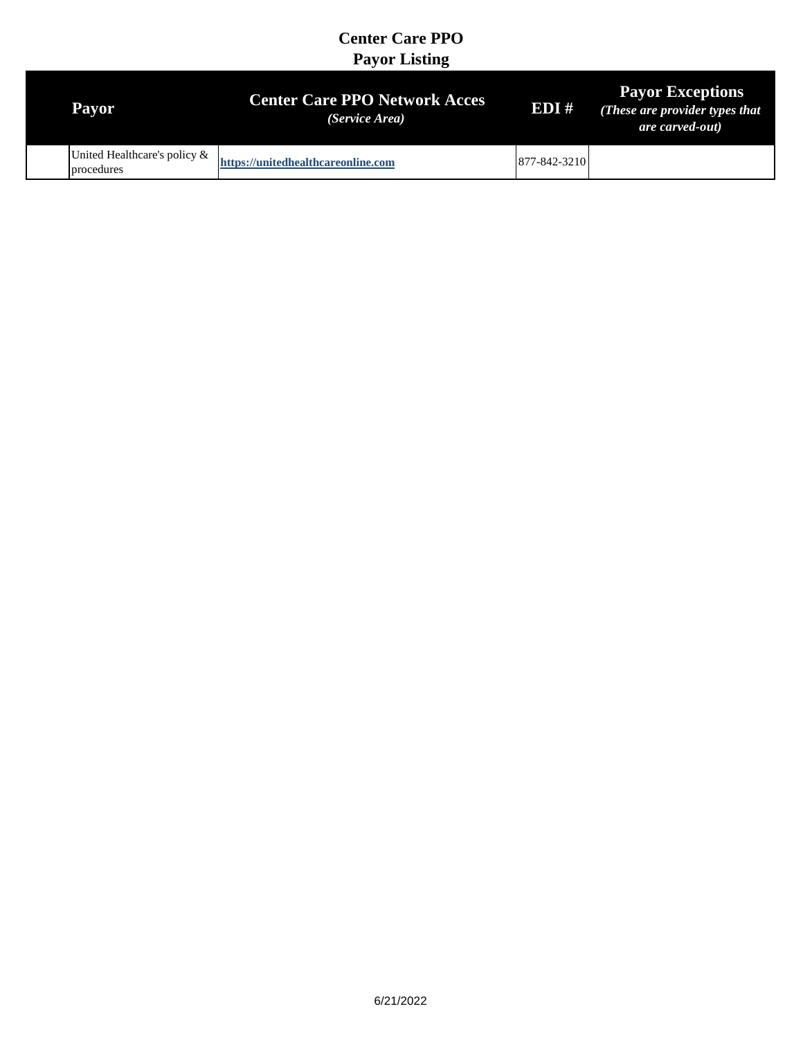# Center Care PPO
## Payor Listing

| | Payor | Center Care PPO Network Acces *(Service Area)* | EDI # | Payor Exceptions *(These are provider types that are carved-out)* |
|---|---|---|---|---|
| | United Healthcare's policy & procedures | **https://unitedhealthcareonline.com** | 877-842-3210 | |

6/21/2022